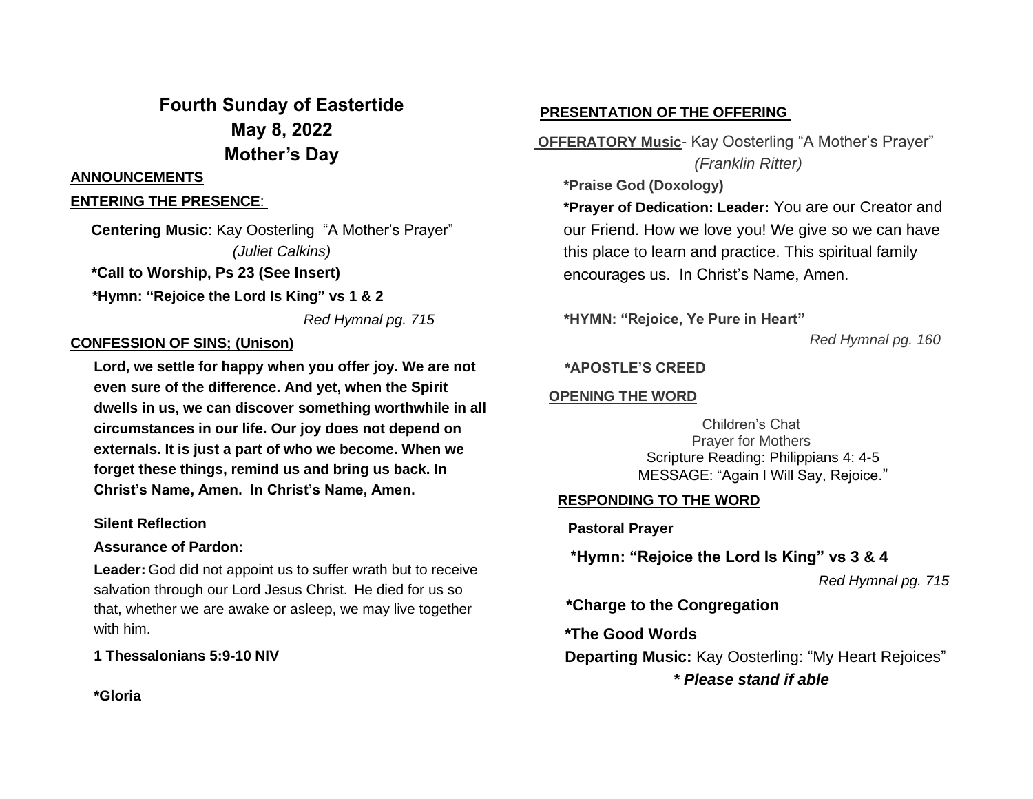# Fourth Sunday of Eastertide
# May 8, 2022
# Mother's Day

**ANNOUNCEMENTS**

**ENTERING THE PRESENCE**:

**Centering Music**: Kay Oosterling "A Mother's Prayer"
*(Juliet Calkins)*

**\*Call to Worship, Ps 23 (See Insert)**

**\*Hymn: "Rejoice the Lord Is King" vs 1 & 2**
*Red Hymnal pg. 715*

**CONFESSION OF SINS; (Unison)**

**Lord, we settle for happy when you offer joy. We are not even sure of the difference. And yet, when the Spirit dwells in us, we can discover something worthwhile in all circumstances in our life. Our joy does not depend on externals. It is just a part of who we become. When we forget these things, remind us and bring us back. In Christ's Name, Amen. In Christ's Name, Amen.**

**Silent Reflection**

**Assurance of Pardon:**

**Leader:** God did not appoint us to suffer wrath but to receive salvation through our Lord Jesus Christ. He died for us so that, whether we are awake or asleep, we may live together with him.

**1 Thessalonians 5:9-10 NIV**

**\*Gloria**

**PRESENTATION OF THE OFFERING**

**OFFERATORY Music**- Kay Oosterling "A Mother's Prayer"
*(Franklin Ritter)*

**\*Praise God (Doxology)**

**\*Prayer of Dedication: Leader:** You are our Creator and our Friend. How we love you! We give so we can have this place to learn and practice. This spiritual family encourages us. In Christ's Name, Amen.

**\*HYMN: "Rejoice, Ye Pure in Heart"**
*Red Hymnal pg. 160*

**\*APOSTLE'S CREED**

**OPENING THE WORD**

Children's Chat
Prayer for Mothers
Scripture Reading: Philippians 4: 4-5
MESSAGE: "Again I Will Say, Rejoice."

**RESPONDING TO THE WORD**

**Pastoral Prayer**

**\*Hymn: "Rejoice the Lord Is King" vs 3 & 4**
*Red Hymnal pg. 715*

**\*Charge to the Congregation**

**\*The Good Words**

**Departing Music:** Kay Oosterling: "My Heart Rejoices"

***\* Please stand if able***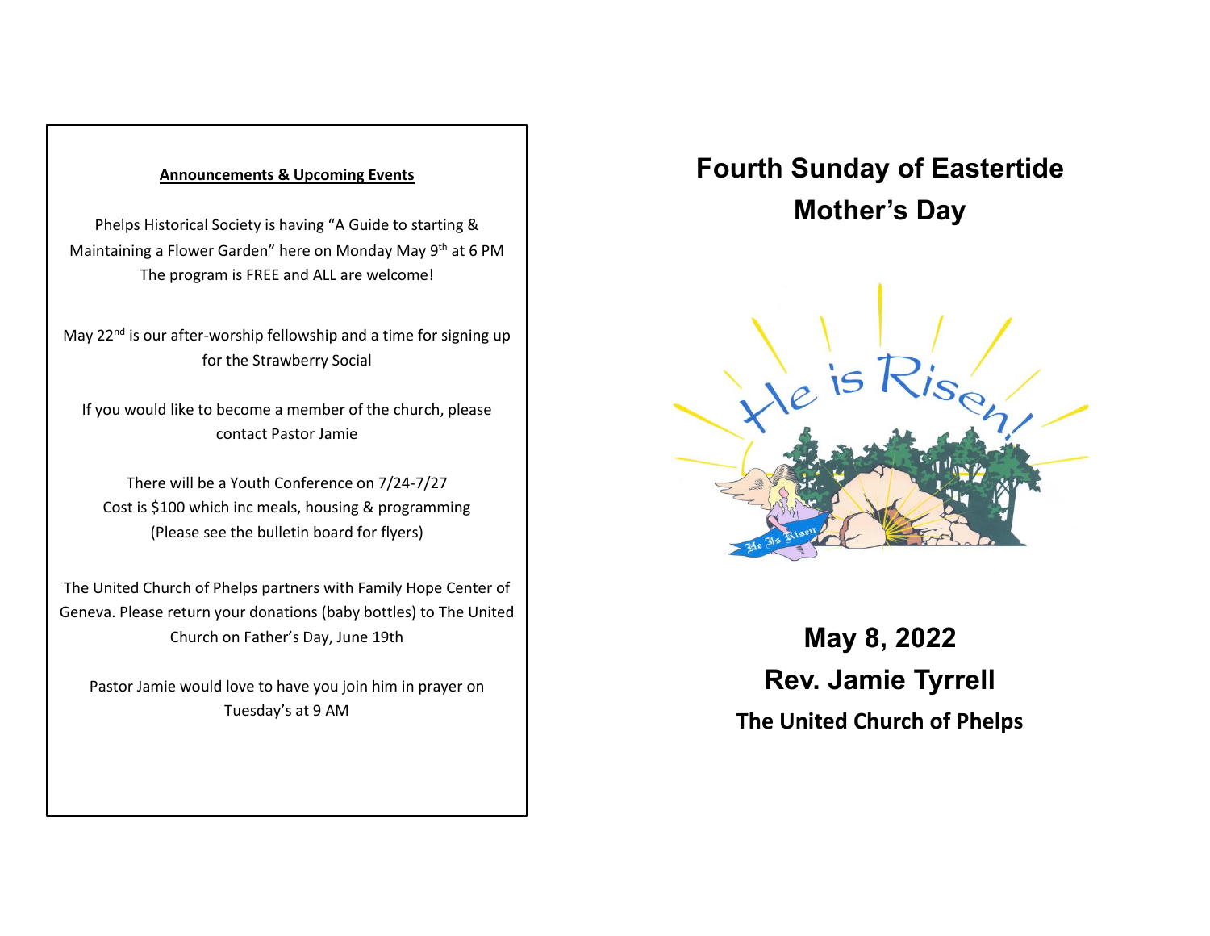## Announcements & Upcoming Events

Phelps Historical Society is having "A Guide to starting & Maintaining a Flower Garden" here on Monday May 9th at 6 PM The program is FREE and ALL are welcome!

May 22nd is our after-worship fellowship and a time for signing up for the Strawberry Social

If you would like to become a member of the church, please contact Pastor Jamie

There will be a Youth Conference on 7/24-7/27
Cost is $100 which inc meals, housing & programming
(Please see the bulletin board for flyers)

The United Church of Phelps partners with Family Hope Center of Geneva. Please return your donations (baby bottles) to The United Church on Father's Day, June 19th

Pastor Jamie would love to have you join him in prayer on Tuesday's at 9 AM

# Fourth Sunday of Eastertide
# Mother's Day

He is Risen!

He Is Risen

# May 8, 2022
# Rev. Jamie Tyrrell
## The United Church of Phelps